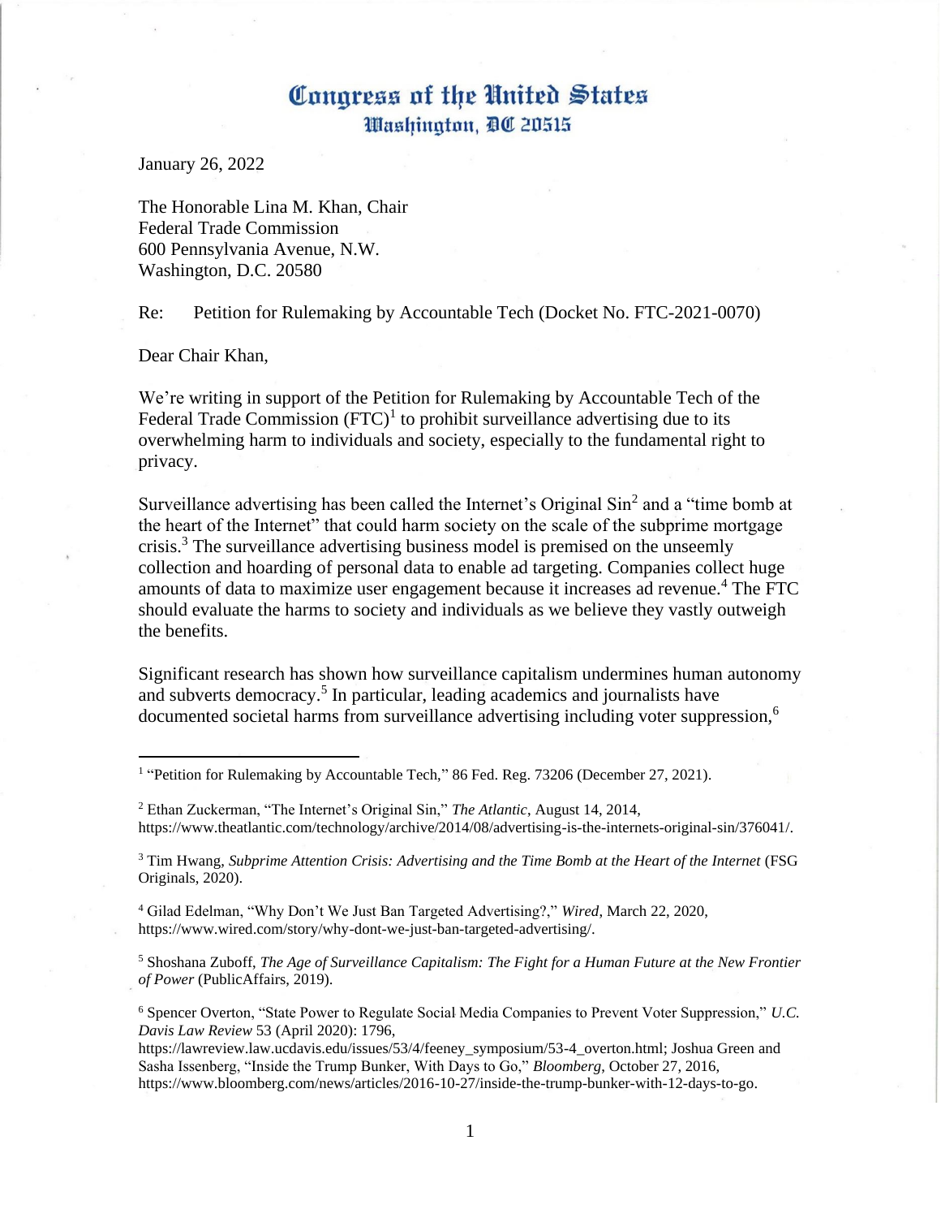# Congress of the United States
## Washington, DC 20515

January 26, 2022

The Honorable Lina M. Khan, Chair
Federal Trade Commission
600 Pennsylvania Avenue, N.W.
Washington, D.C. 20580

Re: Petition for Rulemaking by Accountable Tech (Docket No. FTC-2021-0070)

Dear Chair Khan,

We're writing in support of the Petition for Rulemaking by Accountable Tech of the Federal Trade Commission (FTC)[1] to prohibit surveillance advertising due to its overwhelming harm to individuals and society, especially to the fundamental right to privacy.

Surveillance advertising has been called the Internet's Original Sin[2] and a "time bomb at the heart of the Internet" that could harm society on the scale of the subprime mortgage crisis.[3] The surveillance advertising business model is premised on the unseemly collection and hoarding of personal data to enable ad targeting. Companies collect huge amounts of data to maximize user engagement because it increases ad revenue.[4] The FTC should evaluate the harms to society and individuals as we believe they vastly outweigh the benefits.

Significant research has shown how surveillance capitalism undermines human autonomy and subverts democracy.[5] In particular, leading academics and journalists have documented societal harms from surveillance advertising including voter suppression,[6]

---

[1] "Petition for Rulemaking by Accountable Tech," 86 Fed. Reg. 73206 (December 27, 2021).

[2] Ethan Zuckerman, "The Internet's Original Sin," *The Atlantic*, August 14, 2014, https://www.theatlantic.com/technology/archive/2014/08/advertising-is-the-internets-original-sin/376041/.

[3] Tim Hwang, *Subprime Attention Crisis: Advertising and the Time Bomb at the Heart of the Internet* (FSG Originals, 2020).

[4] Gilad Edelman, "Why Don't We Just Ban Targeted Advertising?," *Wired*, March 22, 2020, https://www.wired.com/story/why-dont-we-just-ban-targeted-advertising/.

[5] Shoshana Zuboff, *The Age of Surveillance Capitalism: The Fight for a Human Future at the New Frontier of Power* (PublicAffairs, 2019).

[6] Spencer Overton, "State Power to Regulate Social Media Companies to Prevent Voter Suppression," *U.C. Davis Law Review* 53 (April 2020): 1796, https://lawreview.law.ucdavis.edu/issues/53/4/feeney_symposium/53-4_overton.html; Joshua Green and Sasha Issenberg, "Inside the Trump Bunker, With Days to Go," *Bloomberg*, October 27, 2016, https://www.bloomberg.com/news/articles/2016-10-27/inside-the-trump-bunker-with-12-days-to-go.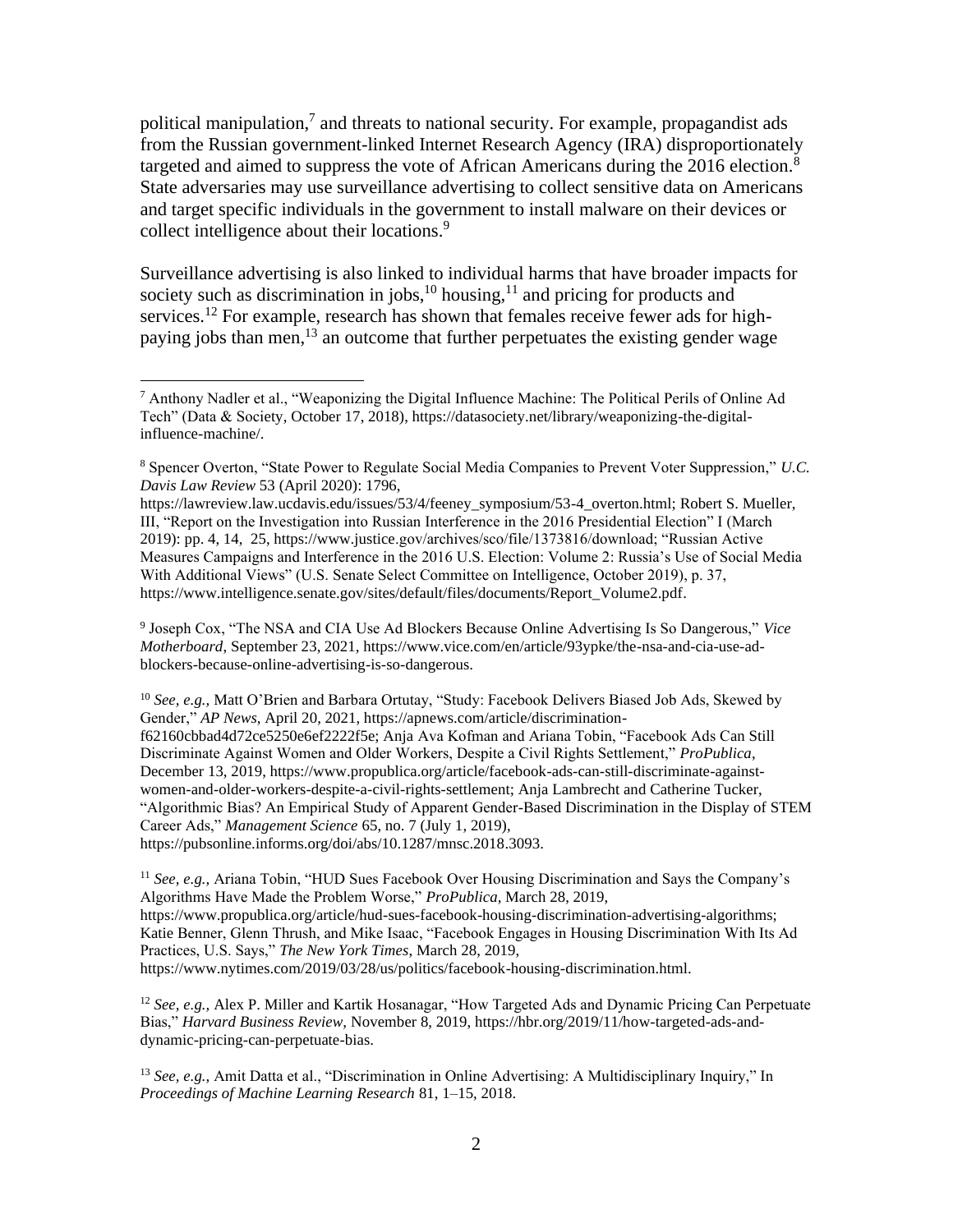political manipulation,[7] and threats to national security. For example, propagandist ads from the Russian government-linked Internet Research Agency (IRA) disproportionately targeted and aimed to suppress the vote of African Americans during the 2016 election.[8] State adversaries may use surveillance advertising to collect sensitive data on Americans and target specific individuals in the government to install malware on their devices or collect intelligence about their locations.[9]

Surveillance advertising is also linked to individual harms that have broader impacts for society such as discrimination in jobs,[10] housing,[11] and pricing for products and services.[12] For example, research has shown that females receive fewer ads for high-paying jobs than men,[13] an outcome that further perpetuates the existing gender wage

---

[7] Anthony Nadler et al., "Weaponizing the Digital Influence Machine: The Political Perils of Online Ad Tech" (Data & Society, October 17, 2018), https://datasociety.net/library/weaponizing-the-digital-influence-machine/.

[8] Spencer Overton, "State Power to Regulate Social Media Companies to Prevent Voter Suppression," *U.C. Davis Law Review* 53 (April 2020): 1796, https://lawreview.law.ucdavis.edu/issues/53/4/feeney_symposium/53-4_overton.html; Robert S. Mueller, III, "Report on the Investigation into Russian Interference in the 2016 Presidential Election" I (March 2019): pp. 4, 14, 25, https://www.justice.gov/archives/sco/file/1373816/download; "Russian Active Measures Campaigns and Interference in the 2016 U.S. Election: Volume 2: Russia's Use of Social Media With Additional Views" (U.S. Senate Select Committee on Intelligence, October 2019), p. 37, https://www.intelligence.senate.gov/sites/default/files/documents/Report_Volume2.pdf.

[9] Joseph Cox, "The NSA and CIA Use Ad Blockers Because Online Advertising Is So Dangerous," *Vice Motherboard*, September 23, 2021, https://www.vice.com/en/article/93ypke/the-nsa-and-cia-use-ad-blockers-because-online-advertising-is-so-dangerous.

[10] *See, e.g.,* Matt O'Brien and Barbara Ortutay, "Study: Facebook Delivers Biased Job Ads, Skewed by Gender," *AP News*, April 20, 2021, https://apnews.com/article/discrimination-f62160cbbad4d72ce5250e6ef2222f5e; Anja Ava Kofman and Ariana Tobin, "Facebook Ads Can Still Discriminate Against Women and Older Workers, Despite a Civil Rights Settlement," *ProPublica*, December 13, 2019, https://www.propublica.org/article/facebook-ads-can-still-discriminate-against-women-and-older-workers-despite-a-civil-rights-settlement; Anja Lambrecht and Catherine Tucker, "Algorithmic Bias? An Empirical Study of Apparent Gender-Based Discrimination in the Display of STEM Career Ads," *Management Science* 65, no. 7 (July 1, 2019), https://pubsonline.informs.org/doi/abs/10.1287/mnsc.2018.3093.

[11] *See, e.g.,* Ariana Tobin, "HUD Sues Facebook Over Housing Discrimination and Says the Company's Algorithms Have Made the Problem Worse," *ProPublica*, March 28, 2019, https://www.propublica.org/article/hud-sues-facebook-housing-discrimination-advertising-algorithms; Katie Benner, Glenn Thrush, and Mike Isaac, "Facebook Engages in Housing Discrimination With Its Ad Practices, U.S. Says," *The New York Times*, March 28, 2019, https://www.nytimes.com/2019/03/28/us/politics/facebook-housing-discrimination.html.

[12] *See, e.g.,* Alex P. Miller and Kartik Hosanagar, "How Targeted Ads and Dynamic Pricing Can Perpetuate Bias," *Harvard Business Review,* November 8, 2019, https://hbr.org/2019/11/how-targeted-ads-and-dynamic-pricing-can-perpetuate-bias.

[13] *See, e.g.,* Amit Datta et al., "Discrimination in Online Advertising: A Multidisciplinary Inquiry," In *Proceedings of Machine Learning Research* 81, 1–15, 2018.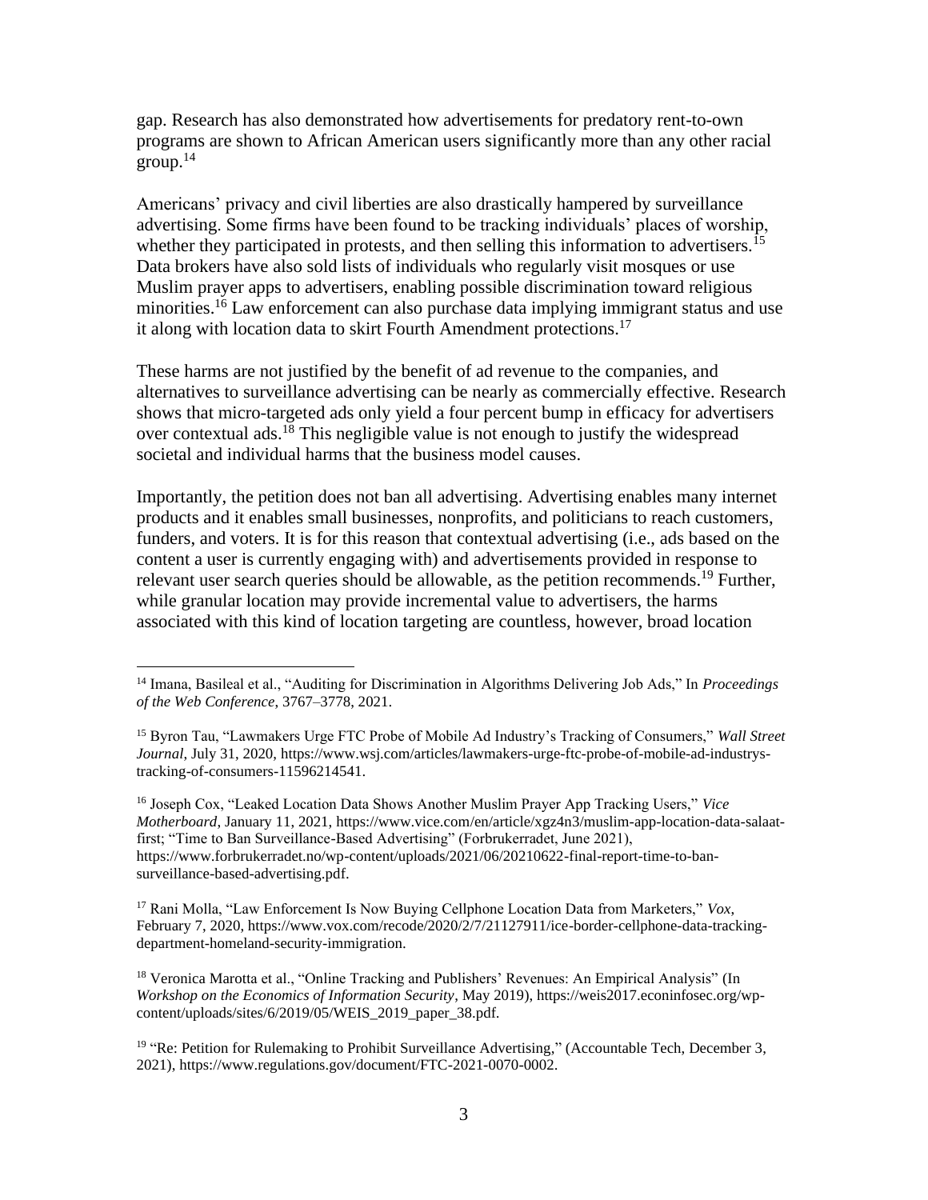gap. Research has also demonstrated how advertisements for predatory rent-to-own programs are shown to African American users significantly more than any other racial group.[14]

Americans' privacy and civil liberties are also drastically hampered by surveillance advertising. Some firms have been found to be tracking individuals' places of worship, whether they participated in protests, and then selling this information to advertisers.[15] Data brokers have also sold lists of individuals who regularly visit mosques or use Muslim prayer apps to advertisers, enabling possible discrimination toward religious minorities.[16] Law enforcement can also purchase data implying immigrant status and use it along with location data to skirt Fourth Amendment protections.[17]

These harms are not justified by the benefit of ad revenue to the companies, and alternatives to surveillance advertising can be nearly as commercially effective. Research shows that micro-targeted ads only yield a four percent bump in efficacy for advertisers over contextual ads.[18] This negligible value is not enough to justify the widespread societal and individual harms that the business model causes.

Importantly, the petition does not ban all advertising. Advertising enables many internet products and it enables small businesses, nonprofits, and politicians to reach customers, funders, and voters. It is for this reason that contextual advertising (i.e., ads based on the content a user is currently engaging with) and advertisements provided in response to relevant user search queries should be allowable, as the petition recommends.[19] Further, while granular location may provide incremental value to advertisers, the harms associated with this kind of location targeting are countless, however, broad location

---

[14] Imana, Basileal et al., "Auditing for Discrimination in Algorithms Delivering Job Ads," In *Proceedings of the Web Conference*, 3767–3778, 2021.

[15] Byron Tau, "Lawmakers Urge FTC Probe of Mobile Ad Industry's Tracking of Consumers," *Wall Street Journal*, July 31, 2020, https://www.wsj.com/articles/lawmakers-urge-ftc-probe-of-mobile-ad-industrys-tracking-of-consumers-11596214541.

[16] Joseph Cox, "Leaked Location Data Shows Another Muslim Prayer App Tracking Users," *Vice Motherboard*, January 11, 2021, https://www.vice.com/en/article/xgz4n3/muslim-app-location-data-salaat-first; "Time to Ban Surveillance-Based Advertising" (Forbrukerradet, June 2021), https://www.forbrukerradet.no/wp-content/uploads/2021/06/20210622-final-report-time-to-ban-surveillance-based-advertising.pdf.

[17] Rani Molla, "Law Enforcement Is Now Buying Cellphone Location Data from Marketers," *Vox*, February 7, 2020, https://www.vox.com/recode/2020/2/7/21127911/ice-border-cellphone-data-tracking-department-homeland-security-immigration.

[18] Veronica Marotta et al., "Online Tracking and Publishers' Revenues: An Empirical Analysis" (In *Workshop on the Economics of Information Security*, May 2019), https://weis2017.econinfosec.org/wp-content/uploads/sites/6/2019/05/WEIS_2019_paper_38.pdf.

[19] "Re: Petition for Rulemaking to Prohibit Surveillance Advertising," (Accountable Tech, December 3, 2021), https://www.regulations.gov/document/FTC-2021-0070-0002.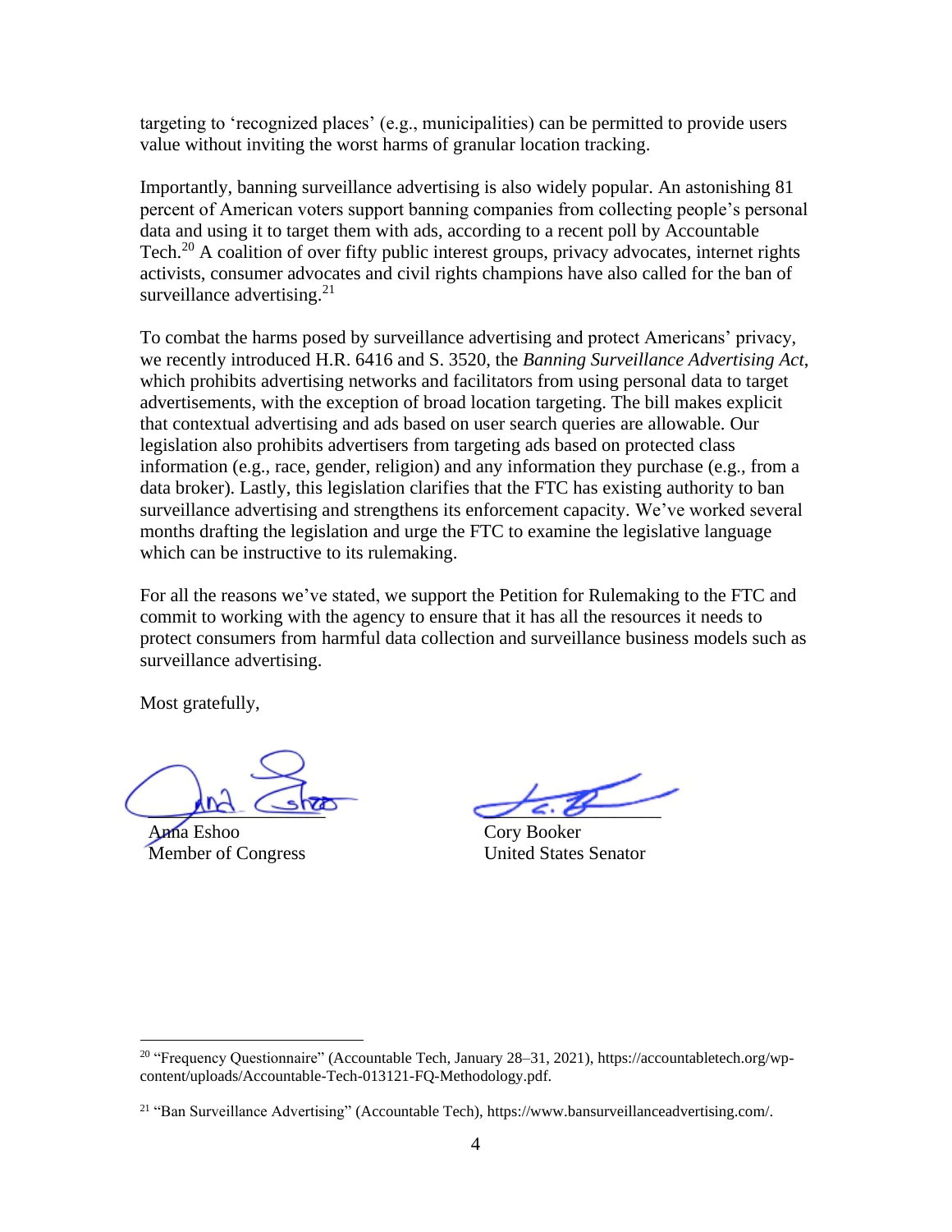targeting to 'recognized places' (e.g., municipalities) can be permitted to provide users value without inviting the worst harms of granular location tracking.

Importantly, banning surveillance advertising is also widely popular. An astonishing 81 percent of American voters support banning companies from collecting people's personal data and using it to target them with ads, according to a recent poll by Accountable Tech.[20] A coalition of over fifty public interest groups, privacy advocates, internet rights activists, consumer advocates and civil rights champions have also called for the ban of surveillance advertising.[21]

To combat the harms posed by surveillance advertising and protect Americans' privacy, we recently introduced H.R. 6416 and S. 3520, the *Banning Surveillance Advertising Act*, which prohibits advertising networks and facilitators from using personal data to target advertisements, with the exception of broad location targeting. The bill makes explicit that contextual advertising and ads based on user search queries are allowable. Our legislation also prohibits advertisers from targeting ads based on protected class information (e.g., race, gender, religion) and any information they purchase (e.g., from a data broker). Lastly, this legislation clarifies that the FTC has existing authority to ban surveillance advertising and strengthens its enforcement capacity. We've worked several months drafting the legislation and urge the FTC to examine the legislative language which can be instructive to its rulemaking.

For all the reasons we've stated, we support the Petition for Rulemaking to the FTC and commit to working with the agency to ensure that it has all the resources it needs to protect consumers from harmful data collection and surveillance business models such as surveillance advertising.

Most gratefully,

Anna Eshoo
Member of Congress

Cory Booker
United States Senator

---

[20] "Frequency Questionnaire" (Accountable Tech, January 28–31, 2021), https://accountabletech.org/wp-content/uploads/Accountable-Tech-013121-FQ-Methodology.pdf.

[21] "Ban Surveillance Advertising" (Accountable Tech), https://www.bansurveillanceadvertising.com/.